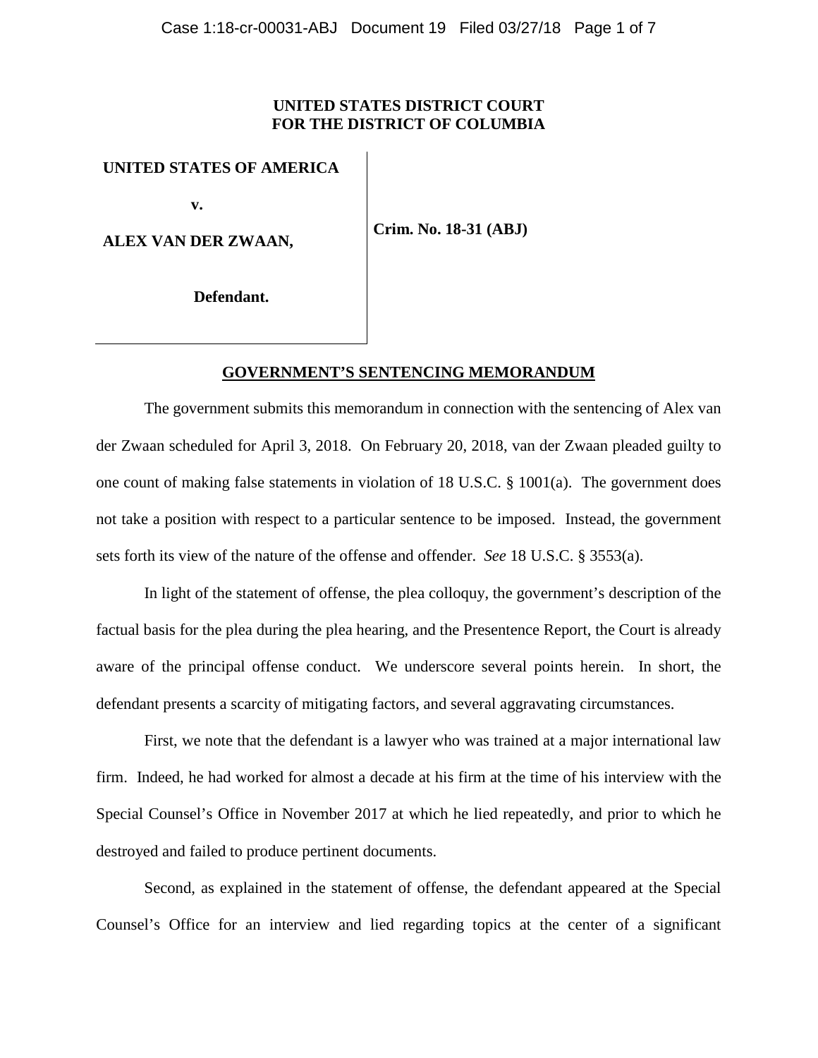**UNITED STATES DISTRICT COURT**
**FOR THE DISTRICT OF COLUMBIA**

| | |
|---|---|
| **UNITED STATES OF AMERICA**<br><br>**v.**<br><br>**ALEX VAN DER ZWAAN,**<br><br>**Defendant.** | **Crim. No. 18-31 (ABJ)** |

## GOVERNMENT'S SENTENCING MEMORANDUM

The government submits this memorandum in connection with the sentencing of Alex van der Zwaan scheduled for April 3, 2018. On February 20, 2018, van der Zwaan pleaded guilty to one count of making false statements in violation of 18 U.S.C. § 1001(a). The government does not take a position with respect to a particular sentence to be imposed. Instead, the government sets forth its view of the nature of the offense and offender. *See* 18 U.S.C. § 3553(a).

In light of the statement of offense, the plea colloquy, the government's description of the factual basis for the plea during the plea hearing, and the Presentence Report, the Court is already aware of the principal offense conduct. We underscore several points herein. In short, the defendant presents a scarcity of mitigating factors, and several aggravating circumstances.

First, we note that the defendant is a lawyer who was trained at a major international law firm. Indeed, he had worked for almost a decade at his firm at the time of his interview with the Special Counsel's Office in November 2017 at which he lied repeatedly, and prior to which he destroyed and failed to produce pertinent documents.

Second, as explained in the statement of offense, the defendant appeared at the Special Counsel's Office for an interview and lied regarding topics at the center of a significant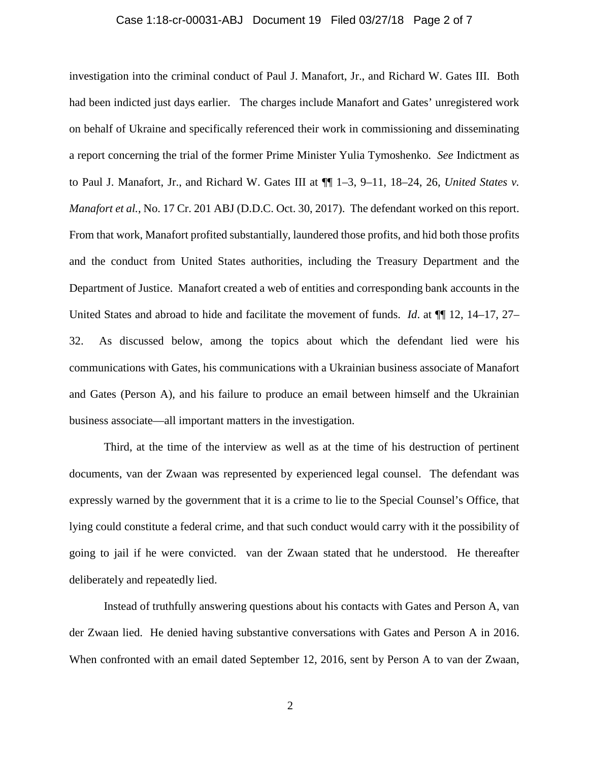investigation into the criminal conduct of Paul J. Manafort, Jr., and Richard W. Gates III. Both had been indicted just days earlier. The charges include Manafort and Gates' unregistered work on behalf of Ukraine and specifically referenced their work in commissioning and disseminating a report concerning the trial of the former Prime Minister Yulia Tymoshenko. *See* Indictment as to Paul J. Manafort, Jr., and Richard W. Gates III at ¶¶ 1–3, 9–11, 18–24, 26, *United States v. Manafort et al.*, No. 17 Cr. 201 ABJ (D.D.C. Oct. 30, 2017). The defendant worked on this report. From that work, Manafort profited substantially, laundered those profits, and hid both those profits and the conduct from United States authorities, including the Treasury Department and the Department of Justice. Manafort created a web of entities and corresponding bank accounts in the United States and abroad to hide and facilitate the movement of funds. *Id*. at ¶¶ 12, 14–17, 27–32. As discussed below, among the topics about which the defendant lied were his communications with Gates, his communications with a Ukrainian business associate of Manafort and Gates (Person A), and his failure to produce an email between himself and the Ukrainian business associate—all important matters in the investigation.

Third, at the time of the interview as well as at the time of his destruction of pertinent documents, van der Zwaan was represented by experienced legal counsel. The defendant was expressly warned by the government that it is a crime to lie to the Special Counsel's Office, that lying could constitute a federal crime, and that such conduct would carry with it the possibility of going to jail if he were convicted. van der Zwaan stated that he understood. He thereafter deliberately and repeatedly lied.

Instead of truthfully answering questions about his contacts with Gates and Person A, van der Zwaan lied. He denied having substantive conversations with Gates and Person A in 2016. When confronted with an email dated September 12, 2016, sent by Person A to van der Zwaan,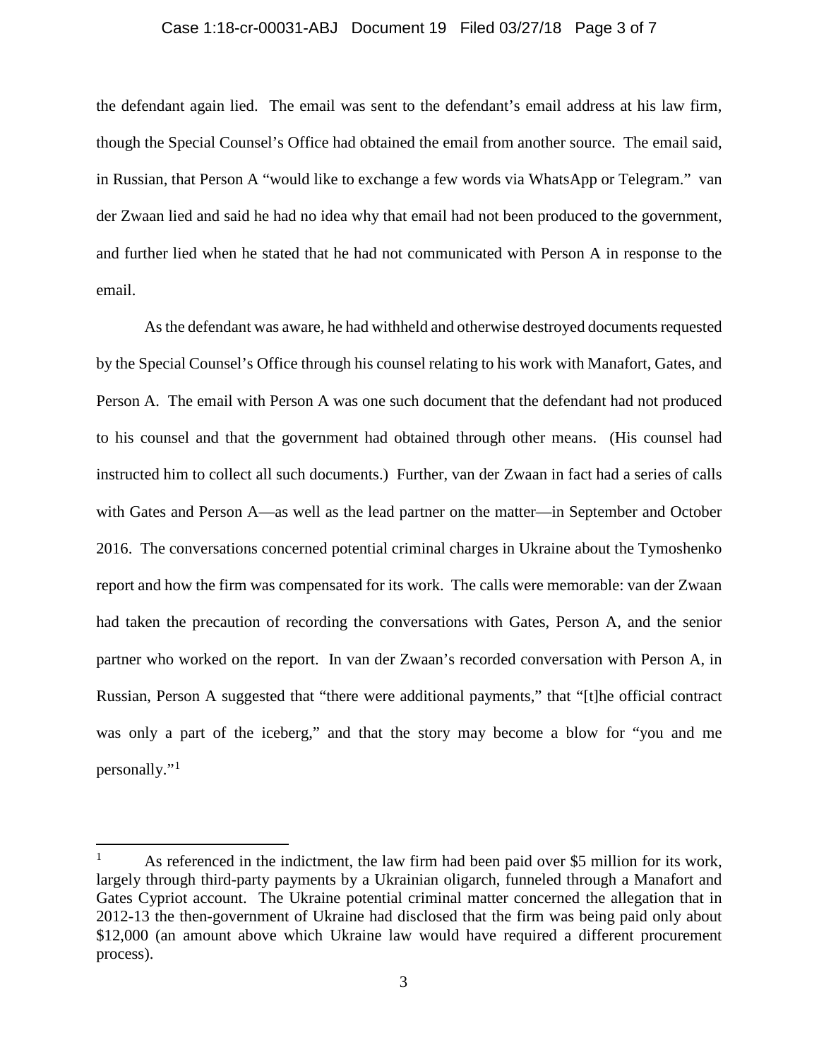the defendant again lied. The email was sent to the defendant's email address at his law firm, though the Special Counsel's Office had obtained the email from another source. The email said, in Russian, that Person A "would like to exchange a few words via WhatsApp or Telegram." van der Zwaan lied and said he had no idea why that email had not been produced to the government, and further lied when he stated that he had not communicated with Person A in response to the email.

As the defendant was aware, he had withheld and otherwise destroyed documents requested by the Special Counsel's Office through his counsel relating to his work with Manafort, Gates, and Person A. The email with Person A was one such document that the defendant had not produced to his counsel and that the government had obtained through other means. (His counsel had instructed him to collect all such documents.) Further, van der Zwaan in fact had a series of calls with Gates and Person A—as well as the lead partner on the matter—in September and October 2016. The conversations concerned potential criminal charges in Ukraine about the Tymoshenko report and how the firm was compensated for its work. The calls were memorable: van der Zwaan had taken the precaution of recording the conversations with Gates, Person A, and the senior partner who worked on the report. In van der Zwaan's recorded conversation with Person A, in Russian, Person A suggested that "there were additional payments," that "[t]he official contract was only a part of the iceberg," and that the story may become a blow for "you and me personally."[1]

---

[1] As referenced in the indictment, the law firm had been paid over $5 million for its work, largely through third-party payments by a Ukrainian oligarch, funneled through a Manafort and Gates Cypriot account. The Ukraine potential criminal matter concerned the allegation that in 2012-13 the then-government of Ukraine had disclosed that the firm was being paid only about $12,000 (an amount above which Ukraine law would have required a different procurement process).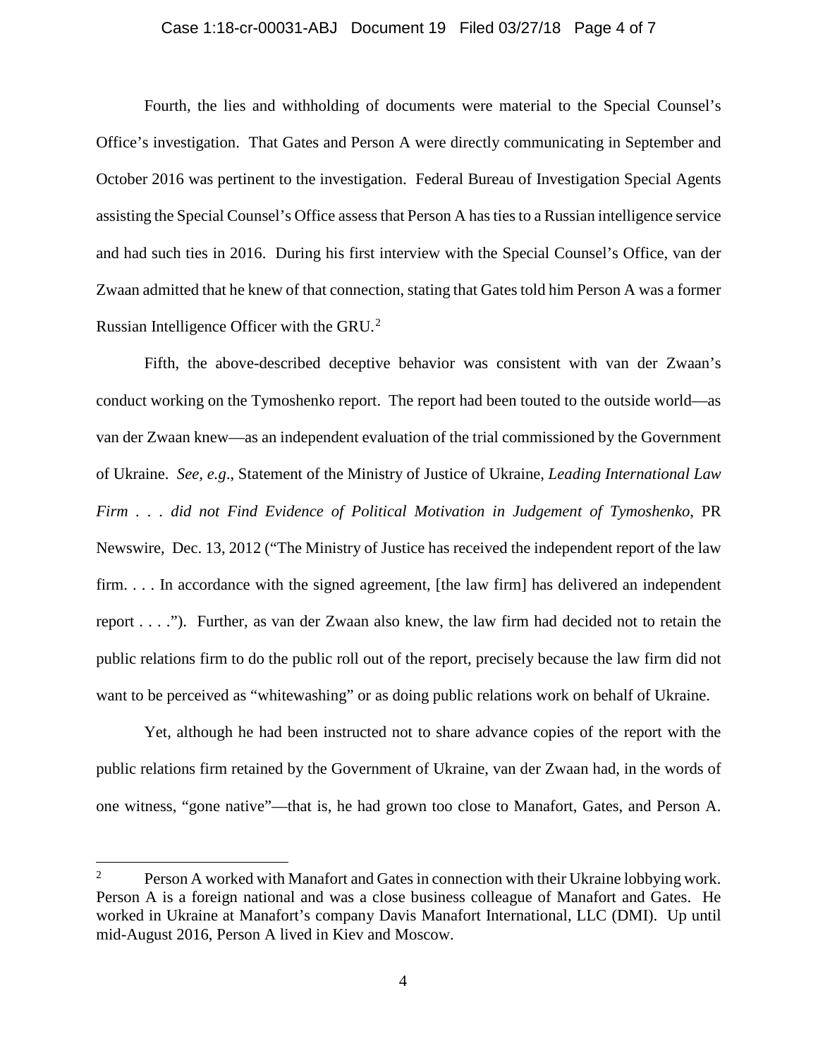Fourth, the lies and withholding of documents were material to the Special Counsel's Office's investigation. That Gates and Person A were directly communicating in September and October 2016 was pertinent to the investigation. Federal Bureau of Investigation Special Agents assisting the Special Counsel's Office assess that Person A has ties to a Russian intelligence service and had such ties in 2016. During his first interview with the Special Counsel's Office, van der Zwaan admitted that he knew of that connection, stating that Gates told him Person A was a former Russian Intelligence Officer with the GRU.[2]

Fifth, the above-described deceptive behavior was consistent with van der Zwaan's conduct working on the Tymoshenko report. The report had been touted to the outside world—as van der Zwaan knew—as an independent evaluation of the trial commissioned by the Government of Ukraine. *See, e.g*., Statement of the Ministry of Justice of Ukraine, *Leading International Law Firm . . . did not Find Evidence of Political Motivation in Judgement of Tymoshenko*, PR Newswire, Dec. 13, 2012 ("The Ministry of Justice has received the independent report of the law firm. . . . In accordance with the signed agreement, [the law firm] has delivered an independent report . . . ."). Further, as van der Zwaan also knew, the law firm had decided not to retain the public relations firm to do the public roll out of the report, precisely because the law firm did not want to be perceived as "whitewashing" or as doing public relations work on behalf of Ukraine.

Yet, although he had been instructed not to share advance copies of the report with the public relations firm retained by the Government of Ukraine, van der Zwaan had, in the words of one witness, "gone native"—that is, he had grown too close to Manafort, Gates, and Person A.

---

[2] Person A worked with Manafort and Gates in connection with their Ukraine lobbying work. Person A is a foreign national and was a close business colleague of Manafort and Gates. He worked in Ukraine at Manafort's company Davis Manafort International, LLC (DMI). Up until mid-August 2016, Person A lived in Kiev and Moscow.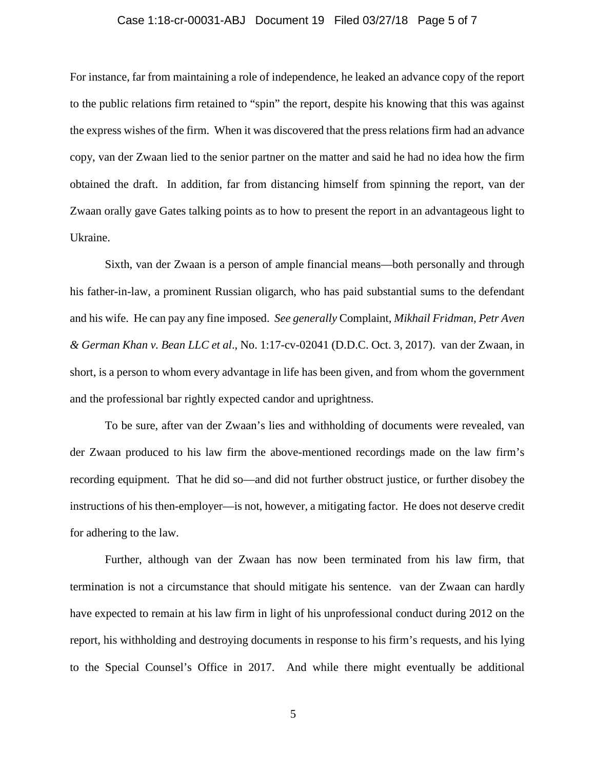For instance, far from maintaining a role of independence, he leaked an advance copy of the report to the public relations firm retained to "spin" the report, despite his knowing that this was against the express wishes of the firm. When it was discovered that the press relations firm had an advance copy, van der Zwaan lied to the senior partner on the matter and said he had no idea how the firm obtained the draft. In addition, far from distancing himself from spinning the report, van der Zwaan orally gave Gates talking points as to how to present the report in an advantageous light to Ukraine.

Sixth, van der Zwaan is a person of ample financial means—both personally and through his father-in-law, a prominent Russian oligarch, who has paid substantial sums to the defendant and his wife. He can pay any fine imposed. *See generally* Complaint, *Mikhail Fridman, Petr Aven & German Khan v. Bean LLC et al*., No. 1:17-cv-02041 (D.D.C. Oct. 3, 2017). van der Zwaan, in short, is a person to whom every advantage in life has been given, and from whom the government and the professional bar rightly expected candor and uprightness.

To be sure, after van der Zwaan's lies and withholding of documents were revealed, van der Zwaan produced to his law firm the above-mentioned recordings made on the law firm's recording equipment. That he did so—and did not further obstruct justice, or further disobey the instructions of his then-employer—is not, however, a mitigating factor. He does not deserve credit for adhering to the law.

Further, although van der Zwaan has now been terminated from his law firm, that termination is not a circumstance that should mitigate his sentence. van der Zwaan can hardly have expected to remain at his law firm in light of his unprofessional conduct during 2012 on the report, his withholding and destroying documents in response to his firm's requests, and his lying to the Special Counsel's Office in 2017. And while there might eventually be additional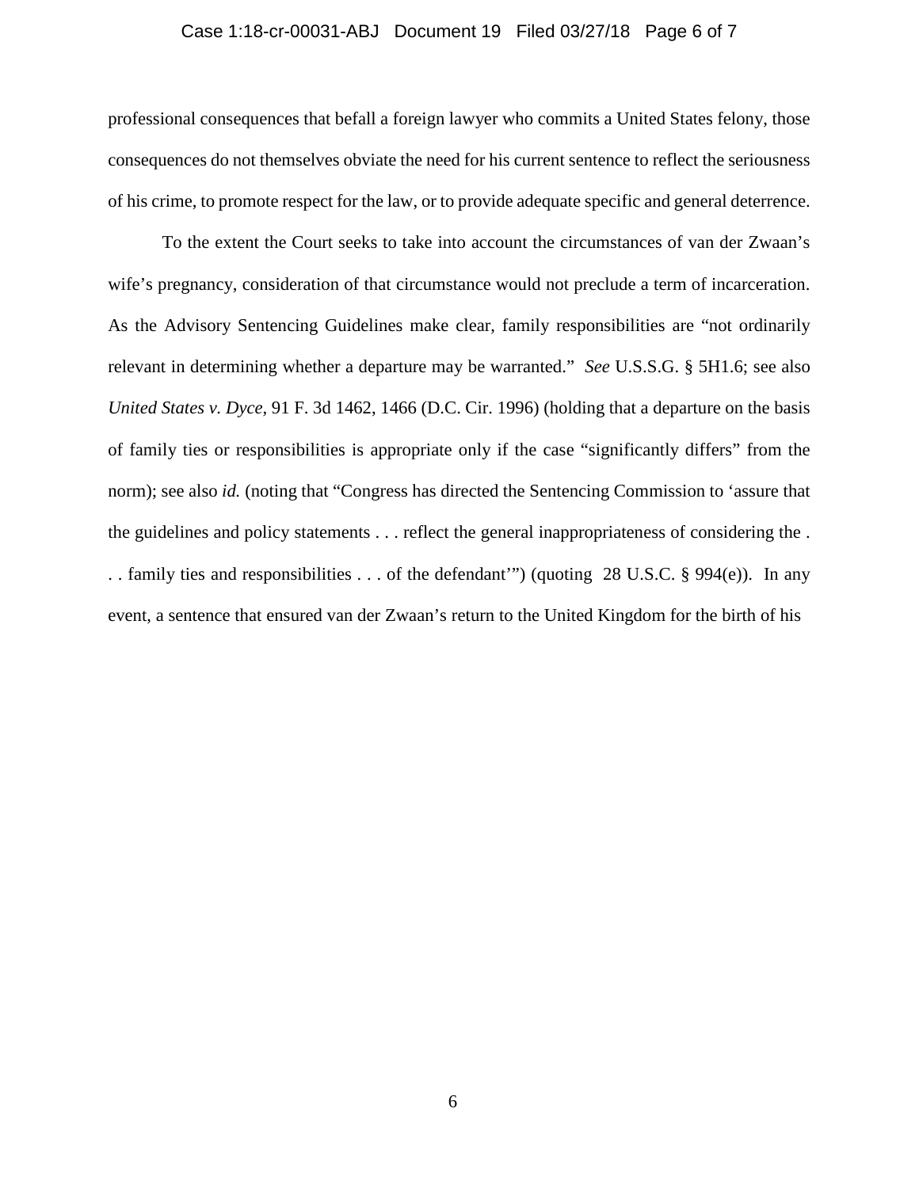professional consequences that befall a foreign lawyer who commits a United States felony, those consequences do not themselves obviate the need for his current sentence to reflect the seriousness of his crime, to promote respect for the law, or to provide adequate specific and general deterrence.

To the extent the Court seeks to take into account the circumstances of van der Zwaan's wife's pregnancy, consideration of that circumstance would not preclude a term of incarceration. As the Advisory Sentencing Guidelines make clear, family responsibilities are "not ordinarily relevant in determining whether a departure may be warranted." *See* U.S.S.G. § 5H1.6; see also *United States v. Dyce*, 91 F. 3d 1462, 1466 (D.C. Cir. 1996) (holding that a departure on the basis of family ties or responsibilities is appropriate only if the case "significantly differs" from the norm); see also *id.* (noting that "Congress has directed the Sentencing Commission to 'assure that the guidelines and policy statements . . . reflect the general inappropriateness of considering the . . . family ties and responsibilities . . . of the defendant'") (quoting 28 U.S.C. § 994(e)). In any event, a sentence that ensured van der Zwaan's return to the United Kingdom for the birth of his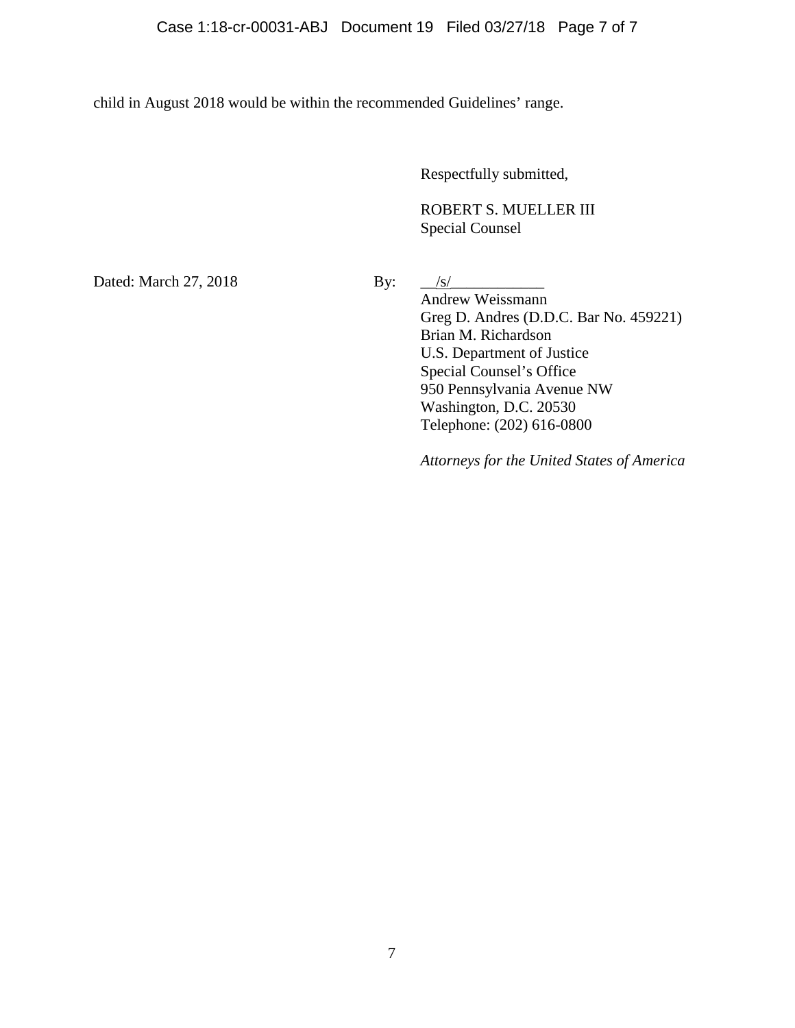child in August 2018 would be within the recommended Guidelines' range.

Respectfully submitted,

ROBERT S. MUELLER III
Special Counsel

Dated: March 27, 2018

By: /s/
Andrew Weissmann
Greg D. Andres (D.D.C. Bar No. 459221)
Brian M. Richardson
U.S. Department of Justice
Special Counsel's Office
950 Pennsylvania Avenue NW
Washington, D.C. 20530
Telephone: (202) 616-0800

*Attorneys for the United States of America*